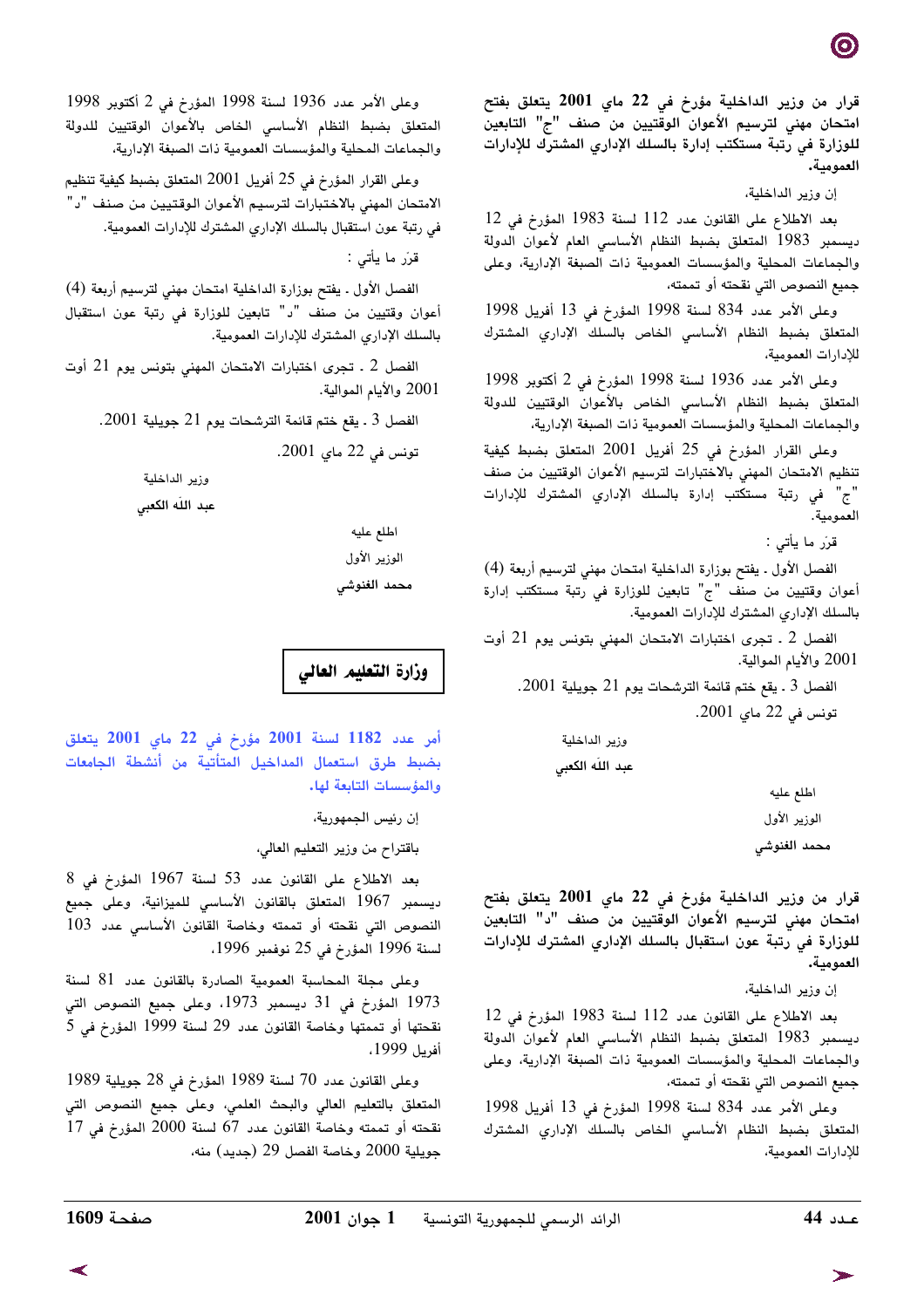**قرار من وزير الداخلية مؤرخ في 22 ماي 2001 يتعلق بفتح امتحان مهني لترسيم الأعوان الوقتيين من صنف "ج" التابعين للوزارة في رتبة مستكتب إدارة بالسلك الإداري المشترك للإدارات العمومية.**

إن وزير الداخلية،

بعد الاطلاع على القانون عدد 112 لسنة 1983 المؤرخ في 12 ديسمبر 1983 المتعلق بضبط النظام الأساسي العام لأعوان الدولة والجماعات المحلية والمؤسسات العمومية ذات الصبغة الإدارية، وعلى جميع النصوص التي نقحته أو تممته،

وعلى الأمر عدد 834 لسنة 1998 المؤرخ في 13 أفريل 1998 المتعلق بضبط النظام الأساسي الخاص بالسلك الإداري المشترك للإدارات العمومية،

وعلى الأمر عدد 1936 لسنة 1998 المؤرخ في 2 أكتوبر 1998 المتعلق بضبط النظام الأساسي الخاص بالأعوان الوقتيين للدولة والجماعات المحلية والمؤسسات العمومية ذات الصبغة الإدارية،

وعلى القرار المؤرخ في 25 أفريل 2001 المتعلق بضبط كيفية تنظيم الامتحان المهني بالاختبارات لترسيم الأعوان الوقتيين من صنف "ج" في رتبة مستكتب إدارة بالسلك الإداري المشترك للإدارات العمومية.

قرّر ما يأتي :

الفصل الأول ـ يفتح بوزارة الداخلية امتحان مهني لترسيم أربعة (4) أعوان وقتيين من صنف "ج" تابعين للوزارة في رتبة مستكتب إدارة بالسلك الإداري المشترك للإدارات العمومية.

الفصل 2 ـ تجرى اختبارات الامتحان المهني بتونس يوم 21 أوت 2001 والأيام الموالية.

الفصل 3 ـ يقع ختم قائمة الترشحات يوم 21 جويلية 2001.

تونس في 22 ماي 2001.

وزير الداخلية

**عبد الله الكعبي**

اطلع عليه

الوزير الأول

**محمد الغنوشي**

**قرار من وزير الداخلية مؤرخ في 22 ماي 2001 يتعلق بفتح امتحان مهني لترسيم الأعوان الوقتيين من صنف "د" التابعين للوزارة في رتبة عون استقبال بالسلك الإداري المشترك للإدارات العمومية.**

إن وزير الداخلية،

بعد الاطلاع على القانون عدد 112 لسنة 1983 المؤرخ في 12 ديسمبر 1983 المتعلق بضبط النظام الأساسي العام لأعوان الدولة والجماعات المحلية والمؤسسات العمومية ذات الصبغة الإدارية، وعلى جميع النصوص التي نقحته أو تممته،

وعلى الأمر عدد 834 لسنة 1998 المؤرخ في 13 أفريل 1998 المتعلق بضبط النظام الأساسي الخاص بالسلك الإداري المشترك للإدارات العمومية،

وعلى الأمر عدد 1936 لسنة 1998 المؤرخ في 2 أكتوبر 1998 المتعلق بضبط النظام الأساسي الخاص بالأعوان الوقتيين للدولة والجماعات المحلية والمؤسسات العمومية ذات الصبغة الإدارية،

وعلى القرار المؤرخ في 25 أفريل 2001 المتعلق بضبط كيفية تنظيم الامتحان المهني بالاختبارات لترسيم الأعوان الوقتيين من صنف "د" في رتبة عون استقبال بالسلك الإداري المشترك للإدارات العمومية.

قرّر ما يأتي :

الفصل الأول ـ يفتح بوزارة الداخلية امتحان مهني لترسيم أربعة (4) أعوان وقتيين من صنف "د" تابعين للوزارة في رتبة عون استقبال بالسلك الإداري المشترك للإدارات العمومية.

الفصل 2 ـ تجرى اختبارات الامتحان المهني بتونس يوم 21 أوت 2001 والأيام الموالية.

الفصل 3 ـ يقع ختم قائمة الترشحات يوم 21 جويلية 2001.

تونس في 22 ماي 2001.

وزير الداخلية

**عبد الله الكعبي**

اطلع عليه

الوزير الأول

**محمد الغنوشي**

## وزارة التعليم العالي

**أمر عدد 1182 لسنة 2001 مؤرخ في 22 ماي 2001 يتعلق بضبط طرق استعمال المداخيل المتأتية من أنشطة الجامعات والمؤسسات التابعة لها.**

إن رئيس الجمهورية،

باقتراح من وزير التعليم العالي،

بعد الاطلاع على القانون عدد 53 لسنة 1967 المؤرخ في 8 ديسمبر 1967 المتعلق بالقانون الأساسي للميزانية، وعلى جميع النصوص التي نقحته أو تممته وخاصة القانون الأساسي عدد 103 لسنة 1996 المؤرخ في 25 نوفمبر 1996،

وعلى مجلة المحاسبة العمومية الصادرة بالقانون عدد 81 لسنة 1973 المؤرخ في 31 ديسمبر 1973، وعلى جميع النصوص التي نقحتها أو تممتها وخاصة القانون عدد 29 لسنة 1999 المؤرخ في 5 أفريل 1999،

وعلى القانون عدد 70 لسنة 1989 المؤرخ في 28 جويلية 1989 المتعلق بالتعليم العالي والبحث العلمي، وعلى جميع النصوص التي نقحته أو تممته وخاصة القانون عدد 67 لسنة 2000 المؤرخ في 17 جويلية 2000 وخاصة الفصل 29 (جديد) منه،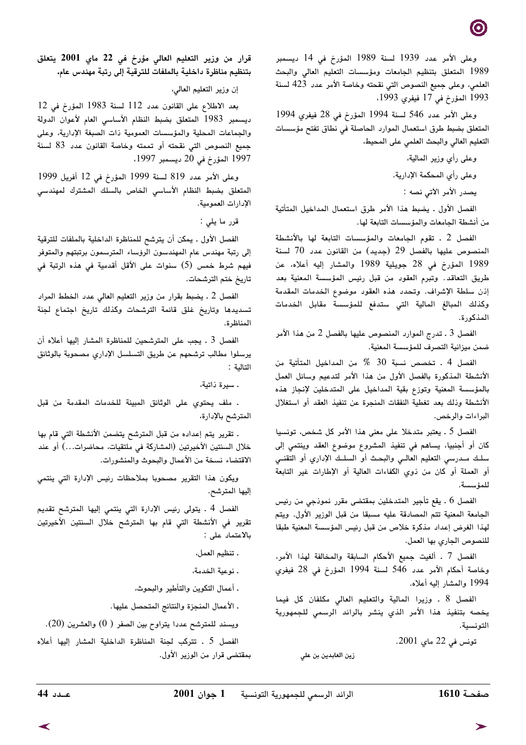وعلى الأمر عدد 1939 لسنة 1989 المؤرخ في 14 ديسمبر 1989 المتعلق بتنظيم الجامعات ومؤسسات التعليم العالي والبحث العلمي، وعلى جميع النصوص التي نقحته وخاصة الأمر عدد 423 لسنة 1993 المؤرخ في 17 فيفري 1993،

وعلى الأمر عدد 546 لسنة 1994 المؤرخ في 28 فيفري 1994 المتعلق بضبط طرق استعمال الموارد الحاصلة في نطاق تفتح مؤسسات التعليم العالي والبحث العلمي على المحيط،

وعلى رأي وزير المالية،

وعلى رأي المحكمة الإدارية.

يصدر الأمر الآتي نصه :

الفصل الأول ـ يضبط هذا الأمر طرق استعمال المداخيل المتأتية من أنشطة الجامعات والمؤسسات التابعة لها.

الفصل 2 ـ تقوم الجامعات والمؤسسات التابعة لها بالأنشطة المنصوص عليها بالفصل 29 (جديد) من القانون عدد 70 لسنة 1989 المؤرخ في 28 جويلية 1989 والمشار إليه أعلاه، عن طريق التعاقد. وتبرم العقود من قبل رئيس المؤسسة المعنية بعد إذن سلطة الإشراف. وتحدد هذه العقود موضوع الخدمات المقدمة وكذلك المبالغ المالية التي ستدفع للمؤسسة مقابل الخدمات المذكورة.

الفصل 3 ـ تدرج الموارد المنصوص عليها بالفصل 2 من هذا الأمر ضمن ميزانية التصرف للمؤسسة المعنية.

الفصل 4 ـ تخصص نسبة 30 % من المداخيل المتأتية من الأنشطة المذكورة بالفصل الأول من هذا الأمر لتدعيم وسائل العمل بالمؤسسة المعنية وتوزع بقية المداخيل على المتدخلين لإنجاز هذه الأنشطة وذلك بعد تغطية النفقات المنجرة عن تنفيذ العقد أو استغلال البراءات والرخص.

الفصل 5 ـ يعتبر متدخلا على معنى هذا الأمر كل شخص، تونسيا كان أو أجنبيا، يساهم في تنفيذ المشروع موضوع العقد وينتمي إلى سلك مدرسي التعليم العالي والبحث أو السلك الإداري أو التقني أو العملة أو كان من ذوي الكفاءات العالية أو الإطارات غير التابعة للمؤسسة.

الفصل 6 ـ يقع تأجير المتدخلين بمقتضى مقرر نموذجي من رئيس الجامعة المعنية تتم المصادقة عليه مسبقا من قبل الوزير الأول. ويتم لهذا الغرض إعداد مذكرة خلاص من قبل رئيس المؤسسة المعنية طبقا للنصوص الجاري بها العمل.

الفصل 7 ـ ألغيت جميع الأحكام السابقة والمخالفة لهذا الأمر، وخاصة أحكام الأمر عدد 546 لسنة 1994 المؤرخ في 28 فيفري 1994 والمشار إليه أعلاه.

الفصل 8 ـ وزيرا المالية والتعليم العالي مكلفان كل فيما يخصه بتنفيذ هذا الأمر الذي ينشر بالرائد الرسمي للجمهورية التونسية.

تونس في 22 ماي 2001.

زين العابدين بن علي

## قرار من وزير التعليم العالي مؤرخ في 22 ماي 2001 يتعلق بتنظيم مناظرة داخلية بالملفات للترقية إلى رتبة مهندس عام.

إن وزير التعليم العالي،

بعد الاطلاع على القانون عدد 112 لسنة 1983 المؤرخ في 12 ديسمبر 1983 المتعلق بضبط النظام الأساسي العام لأعوان الدولة والجماعات المحلية والمؤسسات العمومية ذات الصبغة الإدارية، وعلى جميع النصوص التي نقحته أو تممته وخاصة القانون عدد 83 لسنة 1997 المؤرخ في 20 ديسمبر 1997،

وعلى الأمر عدد 819 لسنة 1999 المؤرخ في 12 أفريل 1999 المتعلق بضبط النظام الأساسي الخاص بالسلك المشترك لمهندسي الإدارات العمومية.

قرر ما يلي :

الفصل الأول ـ يمكن أن يترشح للمناظرة الداخلية بالملفات للترقية إلى رتبة مهندس عام المهندسون الرؤساء المترسمون برتبتهم والمتوفر فيهم شرط خمس (5) سنوات على الأقل أقدمية في هذه الرتبة في تاريخ ختم الترشحات.

الفصل 2 ـ يضبط بقرار من وزير التعليم العالي عدد الخطط المراد تسديدها وتاريخ غلق قائمة الترشحات وكذلك تاريخ اجتماع لجنة المناظرة.

الفصل 3 ـ يجب على المترشحين للمناظرة المشار إليها أعلاه أن يرسلوا مطالب ترشحهم عن طريق التسلسل الإداري مصحوبة بالوثائق التالية :

- سيرة ذاتية،
- ملف يحتوي على الوثائق المبينة للخدمات المقدمة من قبل المترشح بالإدارة،
- تقرير يتم إعداده من قبل المترشح يتضمن الأنشطة التي قام بها خلال السنتين الأخيرتين (المشاركة في ملتقيات، محاضرات...) أو عند الاقتضاء نسخة من الأعمال والبحوث والمنشورات.

ويكون هذا التقرير مصحوبا بملاحظات رئيس الإدارة التي ينتمي إليها المترشح.

الفصل 4 ـ يتولى رئيس الإدارة التي ينتمي إليها المترشح تقديم تقرير في الأنشطة التي قام بها المترشح خلال السنتين الأخيرتين بالاعتماد على :

- تنظيم العمل،
- نوعية الخدمة،
- أعمال التكوين والتأطير والبحوث،
- الأعمال المنجزة والنتائج المتحصل عليها.

ويسند للمترشح عددا يتراوح بين الصفر ( 0) والعشرين (20).

الفصل 5 ـ تتركب لجنة المناظرة الداخلية المشار إليها أعلاه بمقتضى قرار من الوزير الأول.